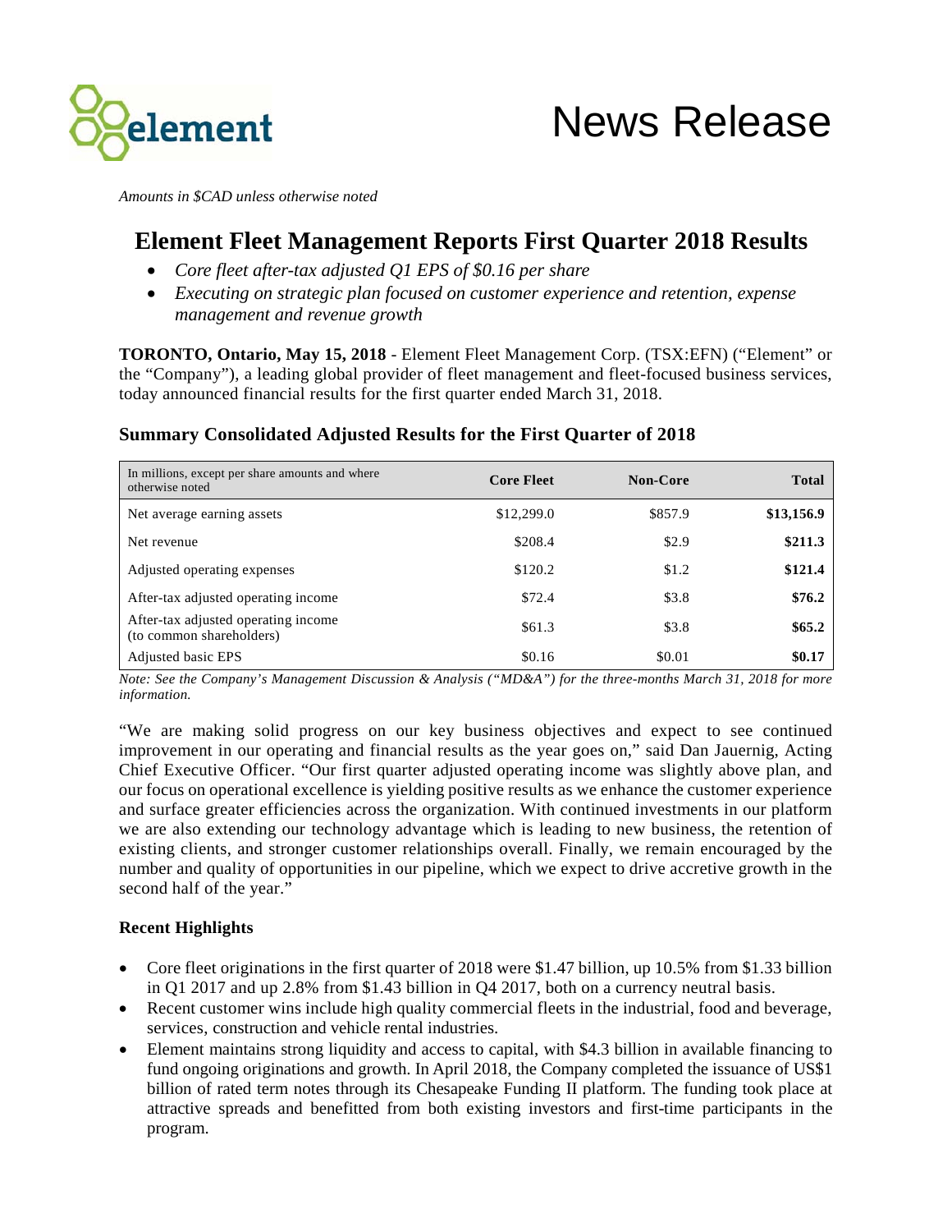# News Release

*Amounts in $CAD unless otherwise noted*

## Element Fleet Management Reports First Quarter 2018 Results

- *Core fleet after-tax adjusted Q1 EPS of $0.16 per share*
- *Executing on strategic plan focused on customer experience and retention, expense management and revenue growth*

**TORONTO, Ontario, May 15, 2018** - Element Fleet Management Corp. (TSX:EFN) ("Element" or the "Company"), a leading global provider of fleet management and fleet-focused business services, today announced financial results for the first quarter ended March 31, 2018.

### Summary Consolidated Adjusted Results for the First Quarter of 2018

| In millions, except per share amounts and where otherwise noted | Core Fleet | Non-Core | Total |
|---|---|---|---|
| Net average earning assets | $12,299.0 | $857.9 | **$13,156.9** |
| Net revenue | $208.4 | $2.9 | **$211.3** |
| Adjusted operating expenses | $120.2 | $1.2 | **$121.4** |
| After-tax adjusted operating income | $72.4 | $3.8 | **$76.2** |
| After-tax adjusted operating income (to common shareholders) | $61.3 | $3.8 | **$65.2** |
| Adjusted basic EPS | $0.16 | $0.01 | **$0.17** |

*Note: See the Company's Management Discussion & Analysis ("MD&A") for the three-months March 31, 2018 for more information.*

"We are making solid progress on our key business objectives and expect to see continued improvement in our operating and financial results as the year goes on," said Dan Jauernig, Acting Chief Executive Officer. "Our first quarter adjusted operating income was slightly above plan, and our focus on operational excellence is yielding positive results as we enhance the customer experience and surface greater efficiencies across the organization. With continued investments in our platform we are also extending our technology advantage which is leading to new business, the retention of existing clients, and stronger customer relationships overall. Finally, we remain encouraged by the number and quality of opportunities in our pipeline, which we expect to drive accretive growth in the second half of the year."

**Recent Highlights**

- Core fleet originations in the first quarter of 2018 were $1.47 billion, up 10.5% from $1.33 billion in Q1 2017 and up 2.8% from $1.43 billion in Q4 2017, both on a currency neutral basis.
- Recent customer wins include high quality commercial fleets in the industrial, food and beverage, services, construction and vehicle rental industries.
- Element maintains strong liquidity and access to capital, with $4.3 billion in available financing to fund ongoing originations and growth. In April 2018, the Company completed the issuance of US$1 billion of rated term notes through its Chesapeake Funding II platform. The funding took place at attractive spreads and benefitted from both existing investors and first-time participants in the program.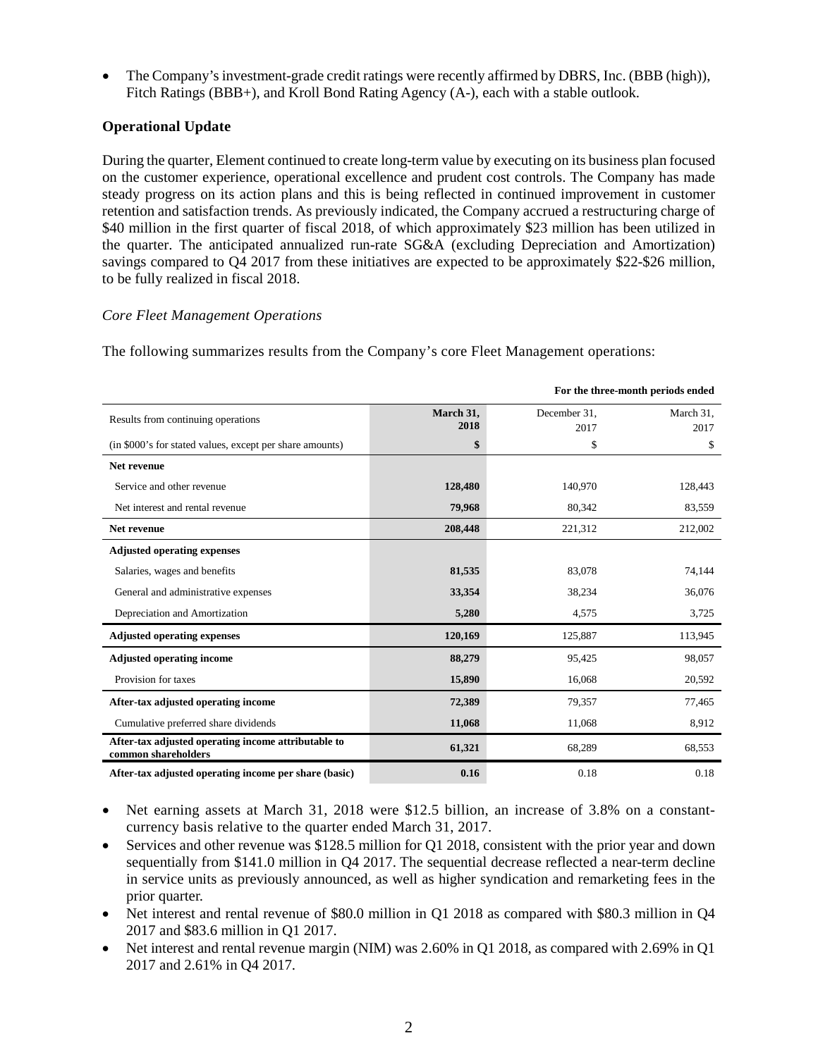- The Company's investment-grade credit ratings were recently affirmed by DBRS, Inc. (BBB (high)), Fitch Ratings (BBB+), and Kroll Bond Rating Agency (A-), each with a stable outlook.

### Operational Update

During the quarter, Element continued to create long-term value by executing on its business plan focused on the customer experience, operational excellence and prudent cost controls. The Company has made steady progress on its action plans and this is being reflected in continued improvement in customer retention and satisfaction trends. As previously indicated, the Company accrued a restructuring charge of $40 million in the first quarter of fiscal 2018, of which approximately $23 million has been utilized in the quarter. The anticipated annualized run-rate SG&A (excluding Depreciation and Amortization) savings compared to Q4 2017 from these initiatives are expected to be approximately $22-$26 million, to be fully realized in fiscal 2018.

*Core Fleet Management Operations*

The following summarizes results from the Company's core Fleet Management operations:

| | For the three-month periods ended | | |
|---|---|---|---|
| Results from continuing operations | **March 31, 2018** | December 31, 2017 | March 31, 2017 |
| (in $000's for stated values, except per share amounts) | **$** | $ | $ |
| **Net revenue** | | | |
| Service and other revenue | **128,480** | 140,970 | 128,443 |
| Net interest and rental revenue | **79,968** | 80,342 | 83,559 |
| **Net revenue** | **208,448** | 221,312 | 212,002 |
| **Adjusted operating expenses** | | | |
| Salaries, wages and benefits | **81,535** | 83,078 | 74,144 |
| General and administrative expenses | **33,354** | 38,234 | 36,076 |
| Depreciation and Amortization | **5,280** | 4,575 | 3,725 |
| **Adjusted operating expenses** | **120,169** | 125,887 | 113,945 |
| **Adjusted operating income** | **88,279** | 95,425 | 98,057 |
| Provision for taxes | **15,890** | 16,068 | 20,592 |
| **After-tax adjusted operating income** | **72,389** | 79,357 | 77,465 |
| Cumulative preferred share dividends | **11,068** | 11,068 | 8,912 |
| **After-tax adjusted operating income attributable to common shareholders** | **61,321** | 68,289 | 68,553 |
| **After-tax adjusted operating income per share (basic)** | **0.16** | 0.18 | 0.18 |

- Net earning assets at March 31, 2018 were $12.5 billion, an increase of 3.8% on a constant-currency basis relative to the quarter ended March 31, 2017.
- Services and other revenue was $128.5 million for Q1 2018, consistent with the prior year and down sequentially from $141.0 million in Q4 2017. The sequential decrease reflected a near-term decline in service units as previously announced, as well as higher syndication and remarketing fees in the prior quarter.
- Net interest and rental revenue of $80.0 million in Q1 2018 as compared with $80.3 million in Q4 2017 and $83.6 million in Q1 2017.
- Net interest and rental revenue margin (NIM) was 2.60% in Q1 2018, as compared with 2.69% in Q1 2017 and 2.61% in Q4 2017.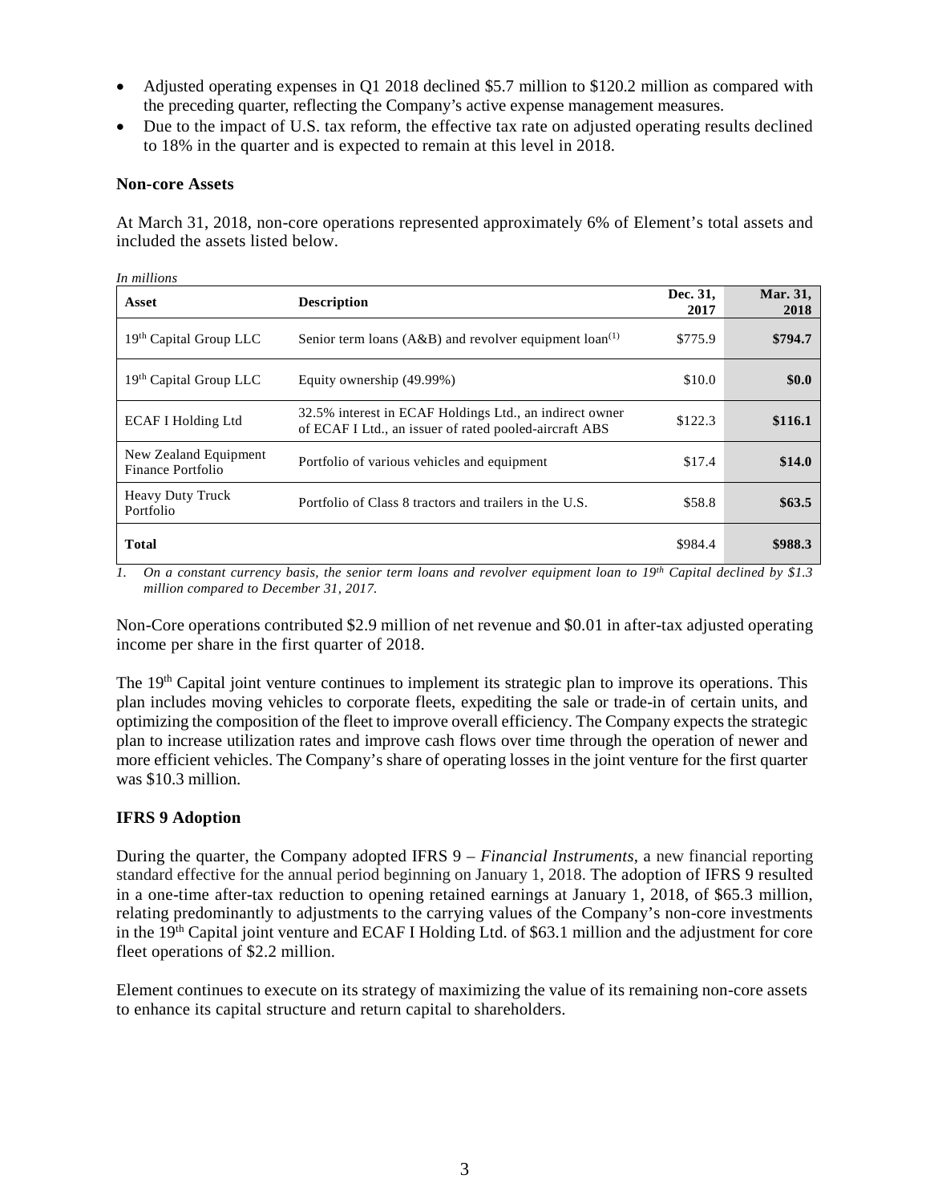- Adjusted operating expenses in Q1 2018 declined $5.7 million to $120.2 million as compared with the preceding quarter, reflecting the Company's active expense management measures.
- Due to the impact of U.S. tax reform, the effective tax rate on adjusted operating results declined to 18% in the quarter and is expected to remain at this level in 2018.

**Non-core Assets**

At March 31, 2018, non-core operations represented approximately 6% of Element's total assets and included the assets listed below.

*In millions*

| Asset | Description | Dec. 31, 2017 | Mar. 31, 2018 |
|---|---|---|---|
| 19th Capital Group LLC | Senior term loans (A&B) and revolver equipment loan[1] | $775.9 | **$794.7** |
| 19th Capital Group LLC | Equity ownership (49.99%) | $10.0 | **$0.0** |
| ECAF I Holding Ltd | 32.5% interest in ECAF Holdings Ltd., an indirect owner of ECAF I Ltd., an issuer of rated pooled-aircraft ABS | $122.3 | **$116.1** |
| New Zealand Equipment Finance Portfolio | Portfolio of various vehicles and equipment | $17.4 | **$14.0** |
| Heavy Duty Truck Portfolio | Portfolio of Class 8 tractors and trailers in the U.S. | $58.8 | **$63.5** |
| **Total** | | $984.4 | **$988.3** |

*1. On a constant currency basis, the senior term loans and revolver equipment loan to 19th Capital declined by $1.3 million compared to December 31, 2017.*

Non-Core operations contributed $2.9 million of net revenue and $0.01 in after-tax adjusted operating income per share in the first quarter of 2018.

The 19th Capital joint venture continues to implement its strategic plan to improve its operations. This plan includes moving vehicles to corporate fleets, expediting the sale or trade-in of certain units, and optimizing the composition of the fleet to improve overall efficiency. The Company expects the strategic plan to increase utilization rates and improve cash flows over time through the operation of newer and more efficient vehicles. The Company's share of operating losses in the joint venture for the first quarter was $10.3 million.

**IFRS 9 Adoption**

During the quarter, the Company adopted IFRS 9 – *Financial Instruments*, a new financial reporting standard effective for the annual period beginning on January 1, 2018. The adoption of IFRS 9 resulted in a one-time after-tax reduction to opening retained earnings at January 1, 2018, of $65.3 million, relating predominantly to adjustments to the carrying values of the Company's non-core investments in the 19th Capital joint venture and ECAF I Holding Ltd. of $63.1 million and the adjustment for core fleet operations of $2.2 million.

Element continues to execute on its strategy of maximizing the value of its remaining non-core assets to enhance its capital structure and return capital to shareholders.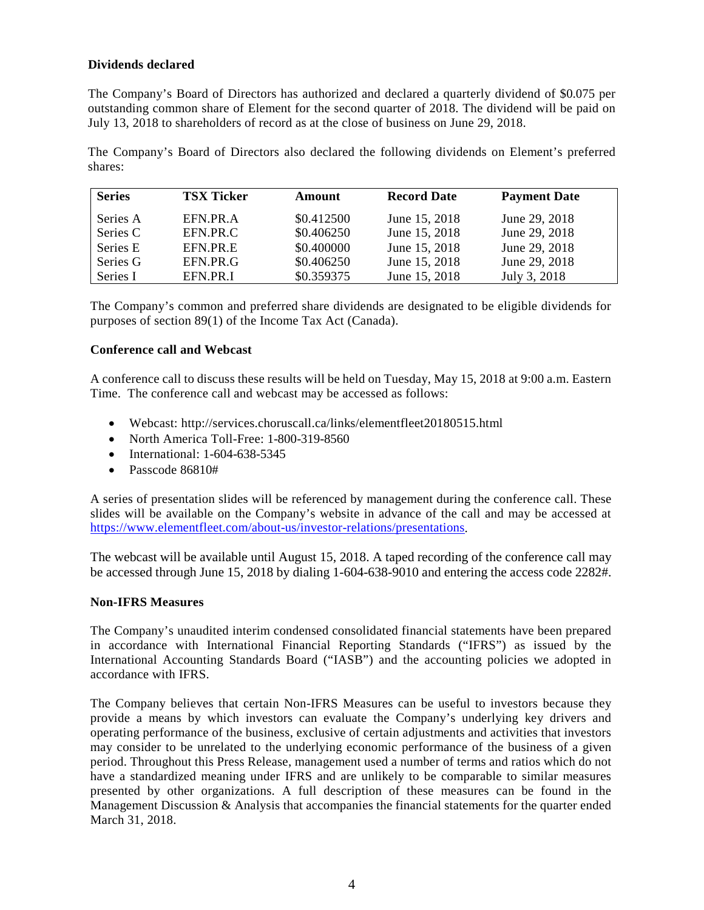**Dividends declared**

The Company's Board of Directors has authorized and declared a quarterly dividend of $0.075 per outstanding common share of Element for the second quarter of 2018. The dividend will be paid on July 13, 2018 to shareholders of record as at the close of business on June 29, 2018.

The Company's Board of Directors also declared the following dividends on Element's preferred shares:

| Series | TSX Ticker | Amount | Record Date | Payment Date |
|---|---|---|---|---|
| Series A | EFN.PR.A | $0.412500 | June 15, 2018 | June 29, 2018 |
| Series C | EFN.PR.C | $0.406250 | June 15, 2018 | June 29, 2018 |
| Series E | EFN.PR.E | $0.400000 | June 15, 2018 | June 29, 2018 |
| Series G | EFN.PR.G | $0.406250 | June 15, 2018 | June 29, 2018 |
| Series I | EFN.PR.I | $0.359375 | June 15, 2018 | July 3, 2018 |

The Company's common and preferred share dividends are designated to be eligible dividends for purposes of section 89(1) of the Income Tax Act (Canada).

**Conference call and Webcast**

A conference call to discuss these results will be held on Tuesday, May 15, 2018 at 9:00 a.m. Eastern Time. The conference call and webcast may be accessed as follows:

- Webcast: http://services.choruscall.ca/links/elementfleet20180515.html
- North America Toll-Free: 1-800-319-8560
- International: 1-604-638-5345
- Passcode 86810#

A series of presentation slides will be referenced by management during the conference call. These slides will be available on the Company's website in advance of the call and may be accessed at https://www.elementfleet.com/about-us/investor-relations/presentations.

The webcast will be available until August 15, 2018. A taped recording of the conference call may be accessed through June 15, 2018 by dialing 1-604-638-9010 and entering the access code 2282#.

**Non-IFRS Measures**

The Company's unaudited interim condensed consolidated financial statements have been prepared in accordance with International Financial Reporting Standards ("IFRS") as issued by the International Accounting Standards Board ("IASB") and the accounting policies we adopted in accordance with IFRS.

The Company believes that certain Non-IFRS Measures can be useful to investors because they provide a means by which investors can evaluate the Company's underlying key drivers and operating performance of the business, exclusive of certain adjustments and activities that investors may consider to be unrelated to the underlying economic performance of the business of a given period. Throughout this Press Release, management used a number of terms and ratios which do not have a standardized meaning under IFRS and are unlikely to be comparable to similar measures presented by other organizations. A full description of these measures can be found in the Management Discussion & Analysis that accompanies the financial statements for the quarter ended March 31, 2018.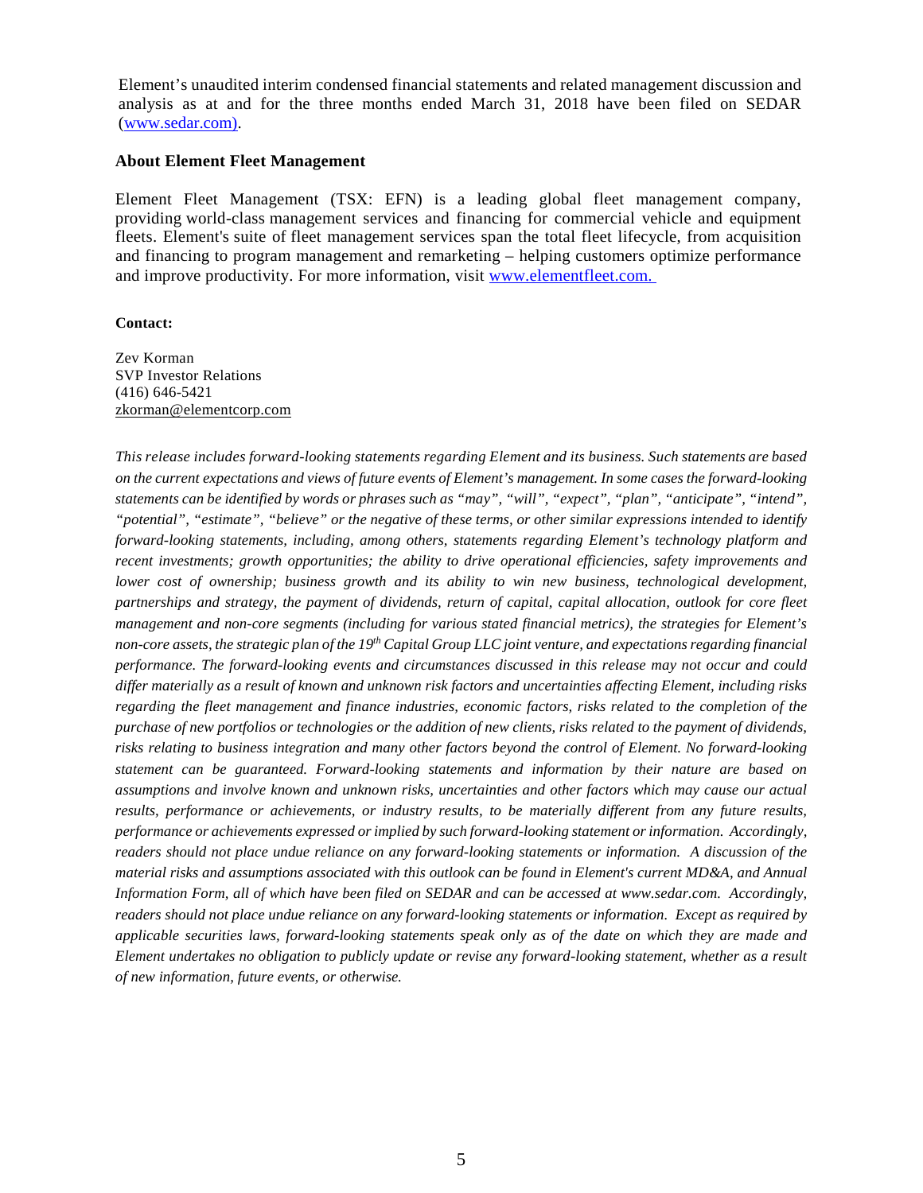Element's unaudited interim condensed financial statements and related management discussion and analysis as at and for the three months ended March 31, 2018 have been filed on SEDAR (www.sedar.com).

### About Element Fleet Management

Element Fleet Management (TSX: EFN) is a leading global fleet management company, providing world-class management services and financing for commercial vehicle and equipment fleets. Element's suite of fleet management services span the total fleet lifecycle, from acquisition and financing to program management and remarketing – helping customers optimize performance and improve productivity. For more information, visit www.elementfleet.com.

**Contact:**

Zev Korman
SVP Investor Relations
(416) 646-5421
zkorman@elementcorp.com

*This release includes forward-looking statements regarding Element and its business. Such statements are based on the current expectations and views of future events of Element's management. In some cases the forward-looking statements can be identified by words or phrases such as "may", "will", "expect", "plan", "anticipate", "intend", "potential", "estimate", "believe" or the negative of these terms, or other similar expressions intended to identify forward-looking statements, including, among others, statements regarding Element's technology platform and recent investments; growth opportunities; the ability to drive operational efficiencies, safety improvements and lower cost of ownership; business growth and its ability to win new business, technological development, partnerships and strategy, the payment of dividends, return of capital, capital allocation, outlook for core fleet management and non-core segments (including for various stated financial metrics), the strategies for Element's non-core assets, the strategic plan of the 19th Capital Group LLC joint venture, and expectations regarding financial performance. The forward-looking events and circumstances discussed in this release may not occur and could differ materially as a result of known and unknown risk factors and uncertainties affecting Element, including risks regarding the fleet management and finance industries, economic factors, risks related to the completion of the purchase of new portfolios or technologies or the addition of new clients, risks related to the payment of dividends, risks relating to business integration and many other factors beyond the control of Element. No forward-looking statement can be guaranteed. Forward-looking statements and information by their nature are based on assumptions and involve known and unknown risks, uncertainties and other factors which may cause our actual results, performance or achievements, or industry results, to be materially different from any future results, performance or achievements expressed or implied by such forward-looking statement or information. Accordingly, readers should not place undue reliance on any forward-looking statements or information. A discussion of the material risks and assumptions associated with this outlook can be found in Element's current MD&A, and Annual Information Form, all of which have been filed on SEDAR and can be accessed at www.sedar.com. Accordingly, readers should not place undue reliance on any forward-looking statements or information. Except as required by applicable securities laws, forward-looking statements speak only as of the date on which they are made and Element undertakes no obligation to publicly update or revise any forward-looking statement, whether as a result of new information, future events, or otherwise.*